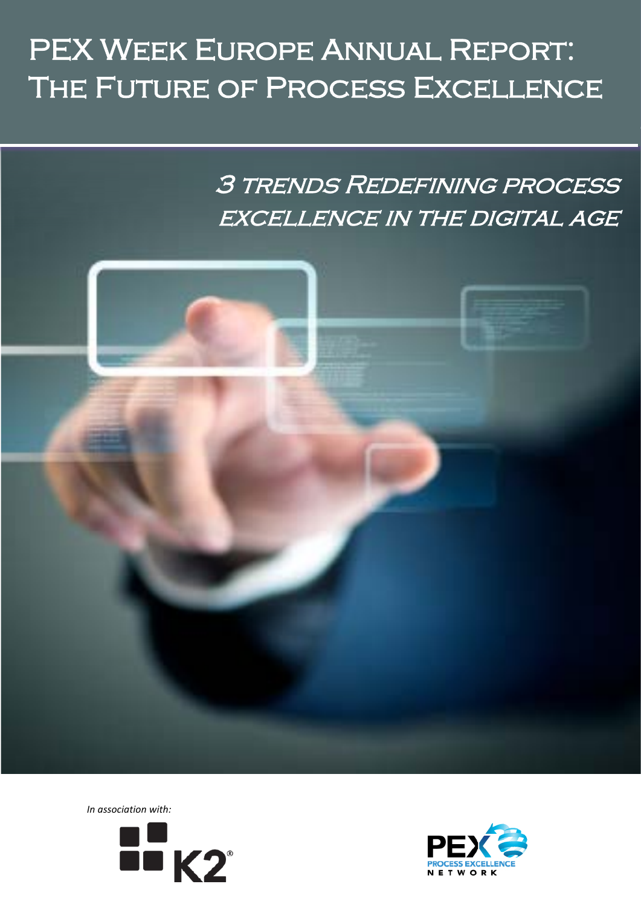# PEX Week Europe Annual Report: The Future of Process Excellence

## 3 trends Redefining process excellence in the digital age

*In association with:*

K2

PEX PROCESS EXCELLENCE NETWORK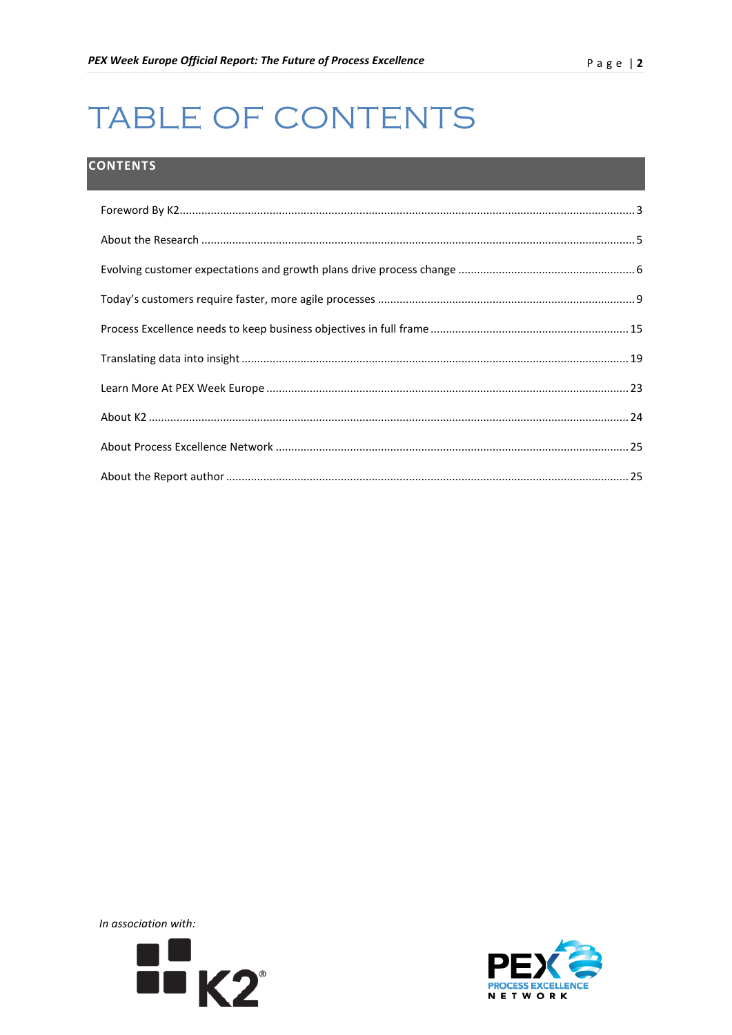# TABLE OF CONTENTS

## CONTENTS

Foreword By K2 .......... 3

About the Research .......... 5

Evolving customer expectations and growth plans drive process change .......... 6

Today's customers require faster, more agile processes .......... 9

Process Excellence needs to keep business objectives in full frame .......... 15

Translating data into insight .......... 19

Learn More At PEX Week Europe .......... 23

About K2 .......... 24

About Process Excellence Network .......... 25

About the Report author .......... 25

*In association with:*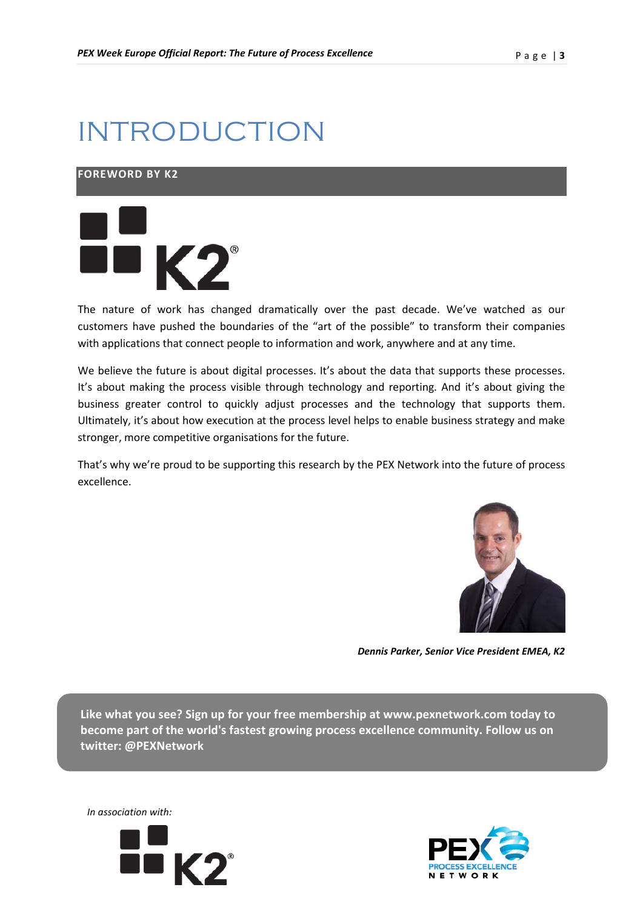# INTRODUCTION

## FOREWORD BY K2

The nature of work has changed dramatically over the past decade. We've watched as our customers have pushed the boundaries of the "art of the possible" to transform their companies with applications that connect people to information and work, anywhere and at any time.

We believe the future is about digital processes. It's about the data that supports these processes. It's about making the process visible through technology and reporting. And it's about giving the business greater control to quickly adjust processes and the technology that supports them. Ultimately, it's about how execution at the process level helps to enable business strategy and make stronger, more competitive organisations for the future.

That's why we're proud to be supporting this research by the PEX Network into the future of process excellence.

***Dennis Parker, Senior Vice President EMEA, K2***

**Like what you see? Sign up for your free membership at www.pexnetwork.com today to become part of the world's fastest growing process excellence community. Follow us on twitter: @PEXNetwork**

*In association with:*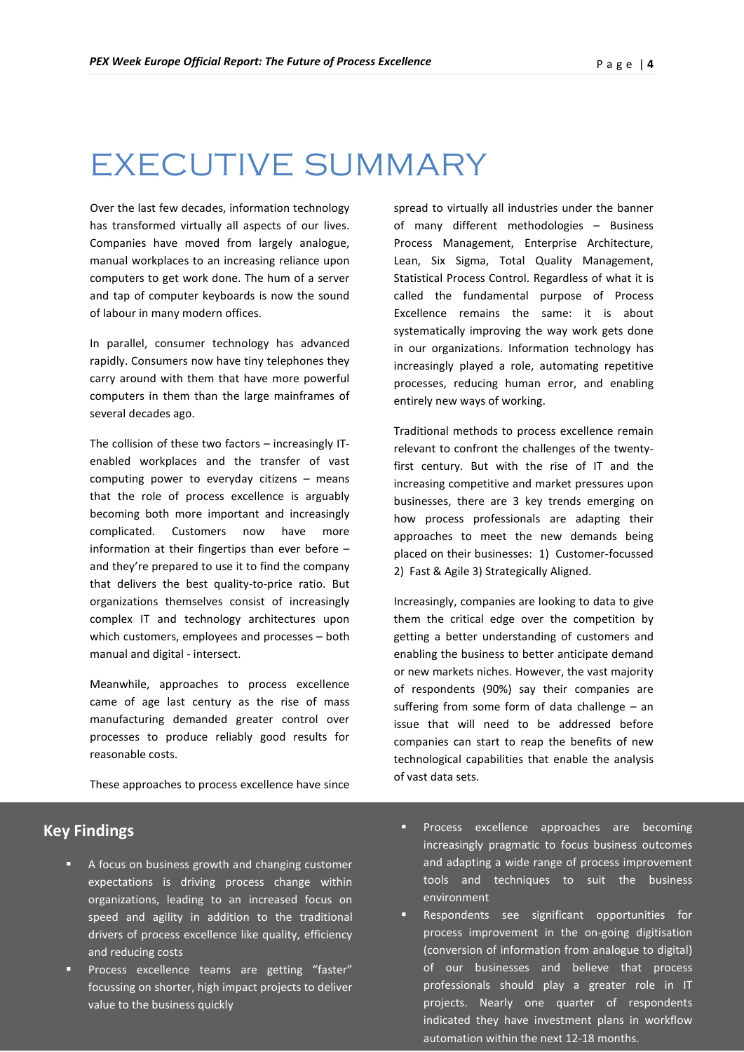# EXECUTIVE SUMMARY

Over the last few decades, information technology has transformed virtually all aspects of our lives. Companies have moved from largely analogue, manual workplaces to an increasing reliance upon computers to get work done. The hum of a server and tap of computer keyboards is now the sound of labour in many modern offices.

In parallel, consumer technology has advanced rapidly. Consumers now have tiny telephones they carry around with them that have more powerful computers in them than the large mainframes of several decades ago.

The collision of these two factors – increasingly IT-enabled workplaces and the transfer of vast computing power to everyday citizens – means that the role of process excellence is arguably becoming both more important and increasingly complicated. Customers now have more information at their fingertips than ever before – and they're prepared to use it to find the company that delivers the best quality-to-price ratio. But organizations themselves consist of increasingly complex IT and technology architectures upon which customers, employees and processes – both manual and digital - intersect.

Meanwhile, approaches to process excellence came of age last century as the rise of mass manufacturing demanded greater control over processes to produce reliably good results for reasonable costs.

These approaches to process excellence have since spread to virtually all industries under the banner of many different methodologies – Business Process Management, Enterprise Architecture, Lean, Six Sigma, Total Quality Management, Statistical Process Control. Regardless of what it is called the fundamental purpose of Process Excellence remains the same: it is about systematically improving the way work gets done in our organizations. Information technology has increasingly played a role, automating repetitive processes, reducing human error, and enabling entirely new ways of working.

Traditional methods to process excellence remain relevant to confront the challenges of the twenty-first century. But with the rise of IT and the increasing competitive and market pressures upon businesses, there are 3 key trends emerging on how process professionals are adapting their approaches to meet the new demands being placed on their businesses: 1) Customer-focussed 2) Fast & Agile 3) Strategically Aligned.

Increasingly, companies are looking to data to give them the critical edge over the competition by getting a better understanding of customers and enabling the business to better anticipate demand or new markets niches. However, the vast majority of respondents (90%) say their companies are suffering from some form of data challenge – an issue that will need to be addressed before companies can start to reap the benefits of new technological capabilities that enable the analysis of vast data sets.

## Key Findings

- A focus on business growth and changing customer expectations is driving process change within organizations, leading to an increased focus on speed and agility in addition to the traditional drivers of process excellence like quality, efficiency and reducing costs
- Process excellence teams are getting "faster" focussing on shorter, high impact projects to deliver value to the business quickly
- Process excellence approaches are becoming increasingly pragmatic to focus business outcomes and adapting a wide range of process improvement tools and techniques to suit the business environment
- Respondents see significant opportunities for process improvement in the on-going digitisation (conversion of information from analogue to digital) of our businesses and believe that process professionals should play a greater role in IT projects. Nearly one quarter of respondents indicated they have investment plans in workflow automation within the next 12-18 months.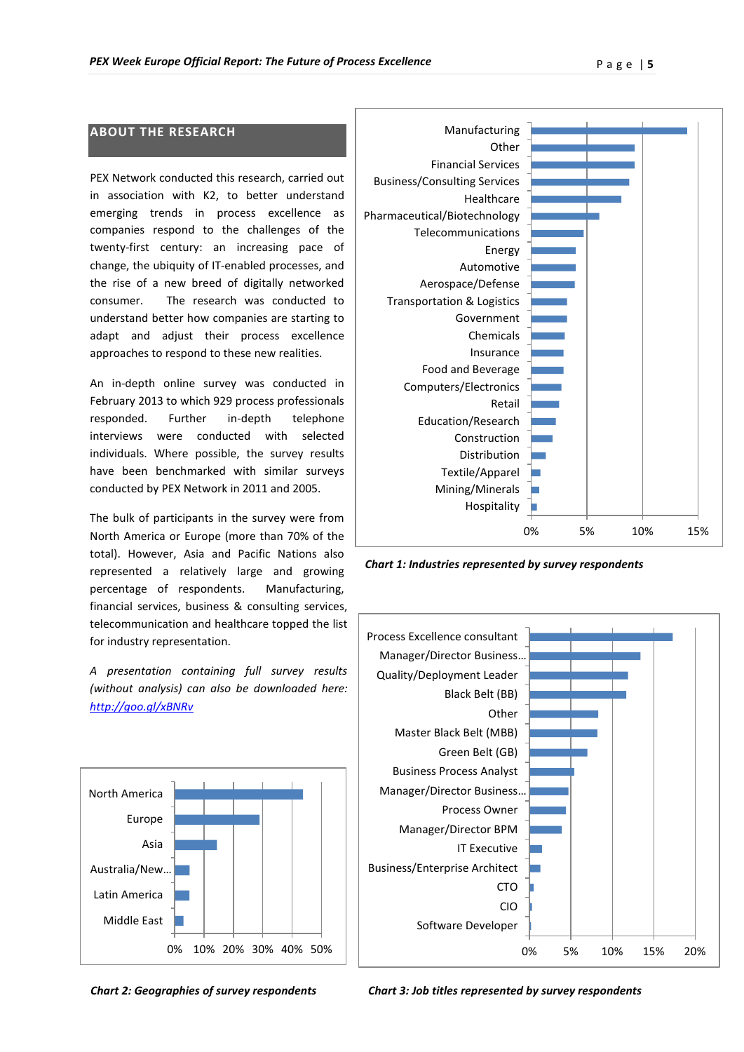## ABOUT THE RESEARCH

PEX Network conducted this research, carried out in association with K2, to better understand emerging trends in process excellence as companies respond to the challenges of the twenty-first century: an increasing pace of change, the ubiquity of IT-enabled processes, and the rise of a new breed of digitally networked consumer. The research was conducted to understand better how companies are starting to adapt and adjust their process excellence approaches to respond to these new realities.

An in-depth online survey was conducted in February 2013 to which 929 process professionals responded. Further in-depth telephone interviews were conducted with selected individuals. Where possible, the survey results have been benchmarked with similar surveys conducted by PEX Network in 2011 and 2005.

The bulk of participants in the survey were from North America or Europe (more than 70% of the total). However, Asia and Pacific Nations also represented a relatively large and growing percentage of respondents. Manufacturing, financial services, business & consulting services, telecommunication and healthcare topped the list for industry representation.

*A presentation containing full survey results (without analysis) can also be downloaded here:* *http://goo.gl/xBNRv*

Industries (x-axis: 0%, 5%, 10%, 15%): Manufacturing, Other, Financial Services, Business/Consulting Services, Healthcare, Pharmaceutical/Biotechnology, Telecommunications, Energy, Automotive, Aerospace/Defense, Transportation & Logistics, Government, Chemicals, Insurance, Food and Beverage, Computers/Electronics, Retail, Education/Research, Construction, Distribution, Textile/Apparel, Mining/Minerals, Hospitality

***Chart 1: Industries represented by survey respondents***

Geographies (x-axis: 0%, 10%, 20%, 30%, 40%, 50%): North America, Europe, Asia, Australia/New..., Latin America, Middle East

***Chart 2: Geographies of survey respondents***

Job titles (x-axis: 0%, 5%, 10%, 15%, 20%): Process Excellence consultant, Manager/Director Business..., Quality/Deployment Leader, Black Belt (BB), Other, Master Black Belt (MBB), Green Belt (GB), Business Process Analyst, Manager/Director Business..., Process Owner, Manager/Director BPM, IT Executive, Business/Enterprise Architect, CTO, CIO, Software Developer

***Chart 3: Job titles represented by survey respondents***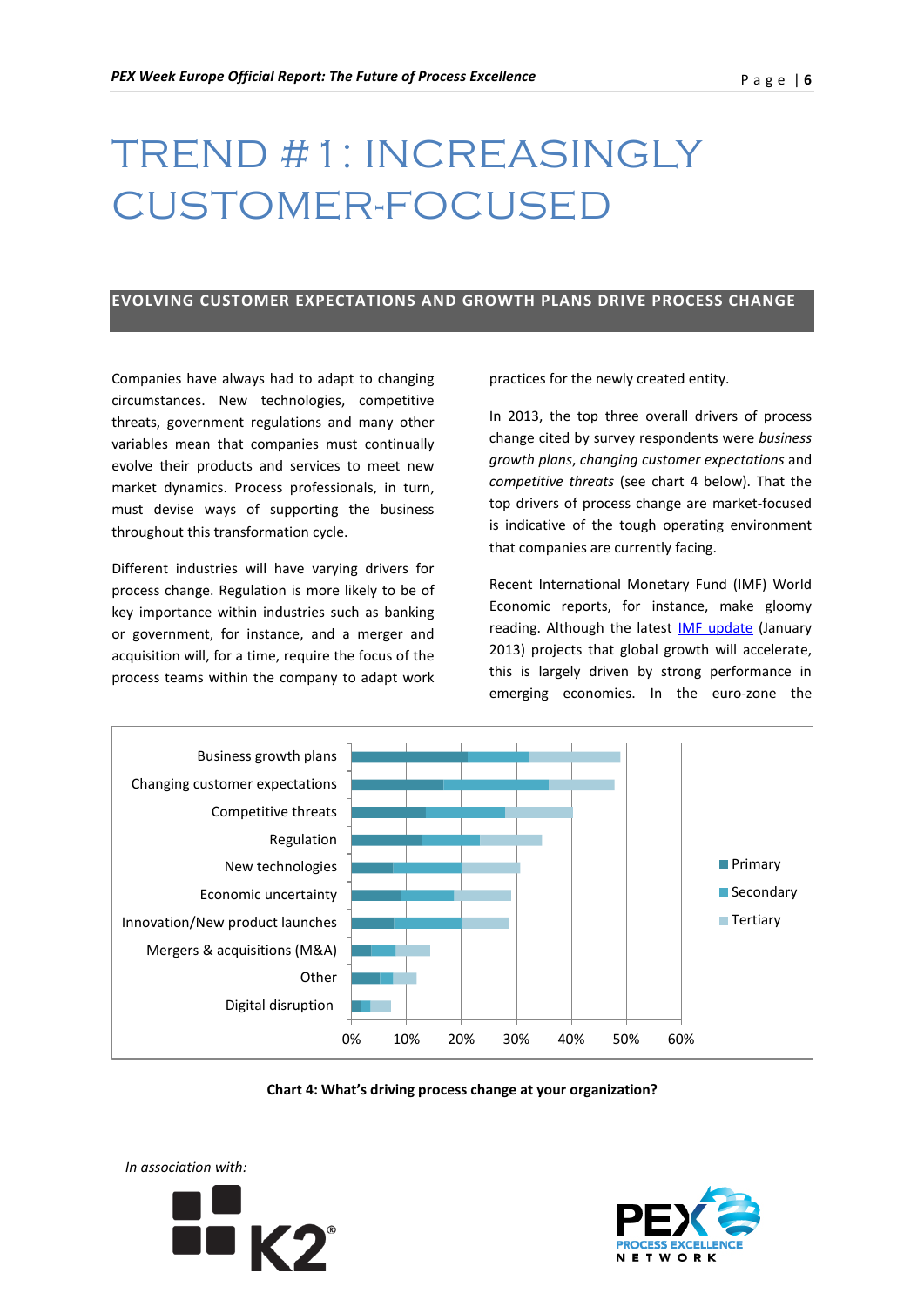// (blank-tag sentinel, see below)

# TREND #1: INCREASINGLY CUSTOMER-FOCUSED

## EVOLVING CUSTOMER EXPECTATIONS AND GROWTH PLANS DRIVE PROCESS CHANGE

Companies have always had to adapt to changing circumstances. New technologies, competitive threats, government regulations and many other variables mean that companies must continually evolve their products and services to meet new market dynamics. Process professionals, in turn, must devise ways of supporting the business throughout this transformation cycle.

Different industries will have varying drivers for process change. Regulation is more likely to be of key importance within industries such as banking or government, for instance, and a merger and acquisition will, for a time, require the focus of the process teams within the company to adapt work practices for the newly created entity.

In 2013, the top three overall drivers of process change cited by survey respondents were *business growth plans*, *changing customer expectations* and *competitive threats* (see chart 4 below). That the top drivers of process change are market-focused is indicative of the tough operating environment that companies are currently facing.

Recent International Monetary Fund (IMF) World Economic reports, for instance, make gloomy reading. Although the latest [IMF update](#) (January 2013) projects that global growth will accelerate, this is largely driven by strong performance in emerging economies. In the euro-zone the

| Driver | Primary | Secondary | Tertiary |
|---|---|---|---|
| Business growth plans | | | |
| Changing customer expectations | | | |
| Competitive threats | | | |
| Regulation | | | |
| New technologies | | | |
| Economic uncertainty | | | |
| Innovation/New product launches | | | |
| Mergers & acquisitions (M&A) | | | |
| Other | | | |
| Digital disruption | | | |

**Chart 4: What's driving process change at your organization?**

*In association with:*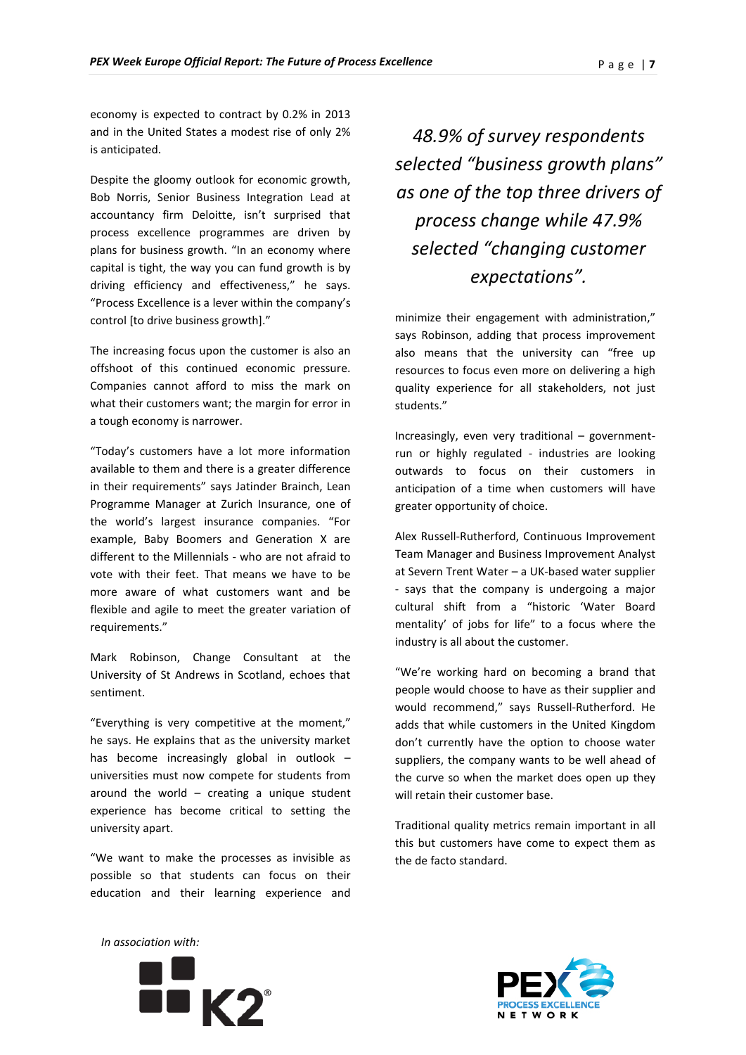economy is expected to contract by 0.2% in 2013 and in the United States a modest rise of only 2% is anticipated.

Despite the gloomy outlook for economic growth, Bob Norris, Senior Business Integration Lead at accountancy firm Deloitte, isn't surprised that process excellence programmes are driven by plans for business growth. "In an economy where capital is tight, the way you can fund growth is by driving efficiency and effectiveness," he says. "Process Excellence is a lever within the company's control [to drive business growth]."

The increasing focus upon the customer is also an offshoot of this continued economic pressure. Companies cannot afford to miss the mark on what their customers want; the margin for error in a tough economy is narrower.

"Today's customers have a lot more information available to them and there is a greater difference in their requirements" says Jatinder Brainch, Lean Programme Manager at Zurich Insurance, one of the world's largest insurance companies. "For example, Baby Boomers and Generation X are different to the Millennials - who are not afraid to vote with their feet. That means we have to be more aware of what customers want and be flexible and agile to meet the greater variation of requirements."

Mark Robinson, Change Consultant at the University of St Andrews in Scotland, echoes that sentiment.

"Everything is very competitive at the moment," he says. He explains that as the university market has become increasingly global in outlook – universities must now compete for students from around the world – creating a unique student experience has become critical to setting the university apart.

"We want to make the processes as invisible as possible so that students can focus on their education and their learning experience and minimize their engagement with administration," says Robinson, adding that process improvement also means that the university can "free up resources to focus even more on delivering a high quality experience for all stakeholders, not just students."

*48.9% of survey respondents selected "business growth plans" as one of the top three drivers of process change while 47.9% selected "changing customer expectations".*

Increasingly, even very traditional – government-run or highly regulated - industries are looking outwards to focus on their customers in anticipation of a time when customers will have greater opportunity of choice.

Alex Russell-Rutherford, Continuous Improvement Team Manager and Business Improvement Analyst at Severn Trent Water – a UK-based water supplier - says that the company is undergoing a major cultural shift from a "historic 'Water Board mentality' of jobs for life" to a focus where the industry is all about the customer.

"We're working hard on becoming a brand that people would choose to have as their supplier and would recommend," says Russell-Rutherford. He adds that while customers in the United Kingdom don't currently have the option to choose water suppliers, the company wants to be well ahead of the curve so when the market does open up they will retain their customer base.

Traditional quality metrics remain important in all this but customers have come to expect them as the de facto standard.

*In association with:*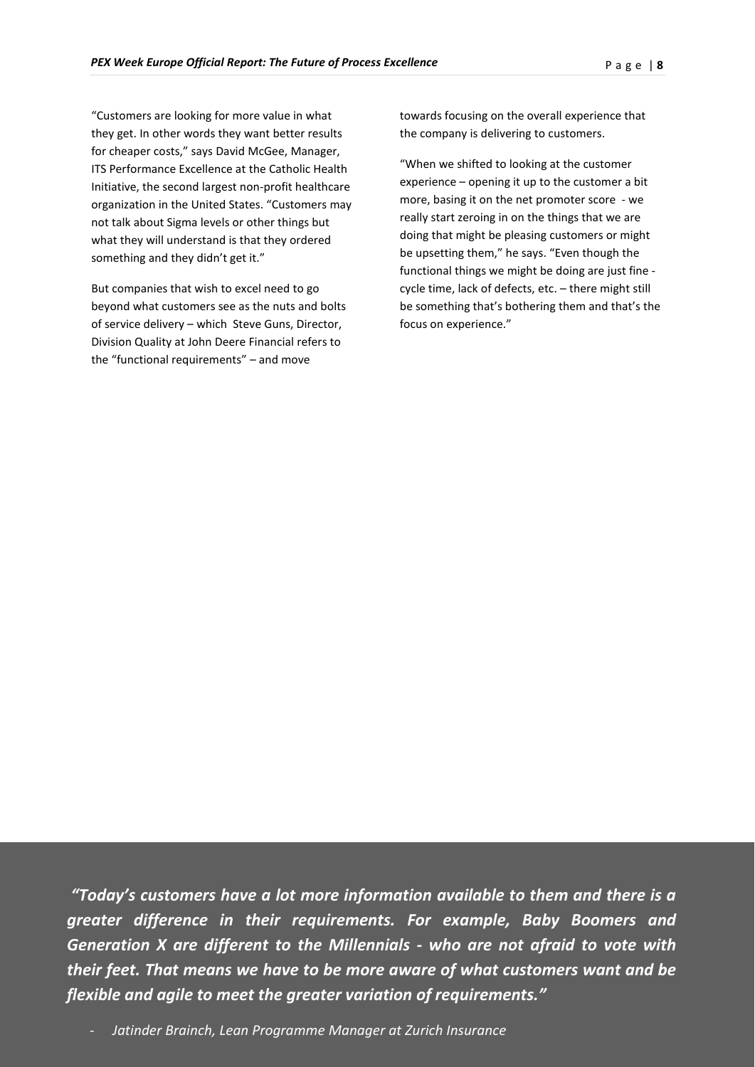"Customers are looking for more value in what they get. In other words they want better results for cheaper costs," says David McGee, Manager, ITS Performance Excellence at the Catholic Health Initiative, the second largest non-profit healthcare organization in the United States. "Customers may not talk about Sigma levels or other things but what they will understand is that they ordered something and they didn't get it."

But companies that wish to excel need to go beyond what customers see as the nuts and bolts of service delivery – which Steve Guns, Director, Division Quality at John Deere Financial refers to the "functional requirements" – and move towards focusing on the overall experience that the company is delivering to customers.

"When we shifted to looking at the customer experience – opening it up to the customer a bit more, basing it on the net promoter score - we really start zeroing in on the things that we are doing that might be pleasing customers or might be upsetting them," he says. "Even though the functional things we might be doing are just fine - cycle time, lack of defects, etc. – there might still be something that's bothering them and that's the focus on experience."

***"Today's customers have a lot more information available to them and there is a greater difference in their requirements. For example, Baby Boomers and Generation X are different to the Millennials - who are not afraid to vote with their feet. That means we have to be more aware of what customers want and be flexible and agile to meet the greater variation of requirements."***

- *Jatinder Brainch, Lean Programme Manager at Zurich Insurance*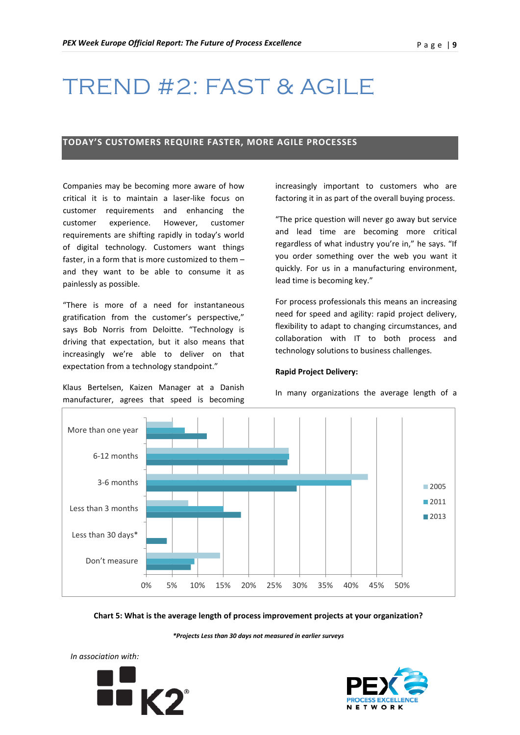# TREND #2: FAST & AGILE

## TODAY'S CUSTOMERS REQUIRE FASTER, MORE AGILE PROCESSES

Companies may be becoming more aware of how critical it is to maintain a laser-like focus on customer requirements and enhancing the customer experience. However, customer requirements are shifting rapidly in today's world of digital technology. Customers want things faster, in a form that is more customized to them – and they want to be able to consume it as painlessly as possible.

"There is more of a need for instantaneous gratification from the customer's perspective," says Bob Norris from Deloitte. "Technology is driving that expectation, but it also means that increasingly we're able to deliver on that expectation from a technology standpoint."

Klaus Bertelsen, Kaizen Manager at a Danish manufacturer, agrees that speed is becoming increasingly important to customers who are factoring it in as part of the overall buying process.

"The price question will never go away but service and lead time are becoming more critical regardless of what industry you're in," he says. "If you order something over the web you want it quickly. For us in a manufacturing environment, lead time is becoming key."

For process professionals this means an increasing need for speed and agility: rapid project delivery, flexibility to adapt to changing circumstances, and collaboration with IT to both process and technology solutions to business challenges.

**Rapid Project Delivery:**

In many organizations the average length of a

| | 2005 | 2011 | 2013 |
|---|---|---|---|
| More than one year | ~5% | ~7.5% | ~12% |
| 6-12 months | ~28% | ~28% | ~28% |
| 3-6 months | ~43% | ~40% | ~29% |
| Less than 3 months | ~8% | ~15% | ~18.5% |
| Less than 30 days* | | | ~4% |
| Don't measure | ~14.5% | ~9.5% | ~8.5% |

**Chart 5: What is the average length of process improvement projects at your organization?**

***Projects Less than 30 days not measured in earlier surveys***

*In association with:*

K2

PEX PROCESS EXCELLENCE NETWORK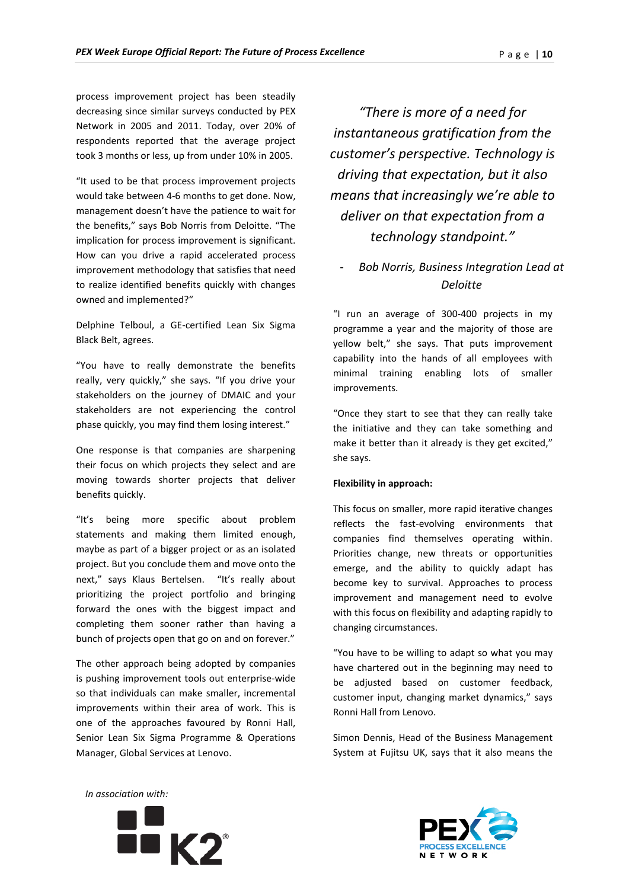process improvement project has been steadily decreasing since similar surveys conducted by PEX Network in 2005 and 2011. Today, over 20% of respondents reported that the average project took 3 months or less, up from under 10% in 2005.

"It used to be that process improvement projects would take between 4-6 months to get done. Now, management doesn't have the patience to wait for the benefits," says Bob Norris from Deloitte. "The implication for process improvement is significant. How can you drive a rapid accelerated process improvement methodology that satisfies that need to realize identified benefits quickly with changes owned and implemented?"

Delphine Telboul, a GE-certified Lean Six Sigma Black Belt, agrees.

"You have to really demonstrate the benefits really, very quickly," she says. "If you drive your stakeholders on the journey of DMAIC and your stakeholders are not experiencing the control phase quickly, you may find them losing interest."

One response is that companies are sharpening their focus on which projects they select and are moving towards shorter projects that deliver benefits quickly.

"It's being more specific about problem statements and making them limited enough, maybe as part of a bigger project or as an isolated project. But you conclude them and move onto the next," says Klaus Bertelsen. "It's really about prioritizing the project portfolio and bringing forward the ones with the biggest impact and completing them sooner rather than having a bunch of projects open that go on and on forever."

The other approach being adopted by companies is pushing improvement tools out enterprise-wide so that individuals can make smaller, incremental improvements within their area of work. This is one of the approaches favoured by Ronni Hall, Senior Lean Six Sigma Programme & Operations Manager, Global Services at Lenovo.

*"There is more of a need for instantaneous gratification from the customer's perspective. Technology is driving that expectation, but it also means that increasingly we're able to deliver on that expectation from a technology standpoint."*

*- Bob Norris, Business Integration Lead at Deloitte*

"I run an average of 300-400 projects in my programme a year and the majority of those are yellow belt," she says. That puts improvement capability into the hands of all employees with minimal training enabling lots of smaller improvements.

"Once they start to see that they can really take the initiative and they can take something and make it better than it already is they get excited," she says.

**Flexibility in approach:**

This focus on smaller, more rapid iterative changes reflects the fast-evolving environments that companies find themselves operating within. Priorities change, new threats or opportunities emerge, and the ability to quickly adapt has become key to survival. Approaches to process improvement and management need to evolve with this focus on flexibility and adapting rapidly to changing circumstances.

"You have to be willing to adapt so what you may have chartered out in the beginning may need to be adjusted based on customer feedback, customer input, changing market dynamics," says Ronni Hall from Lenovo.

Simon Dennis, Head of the Business Management System at Fujitsu UK, says that it also means the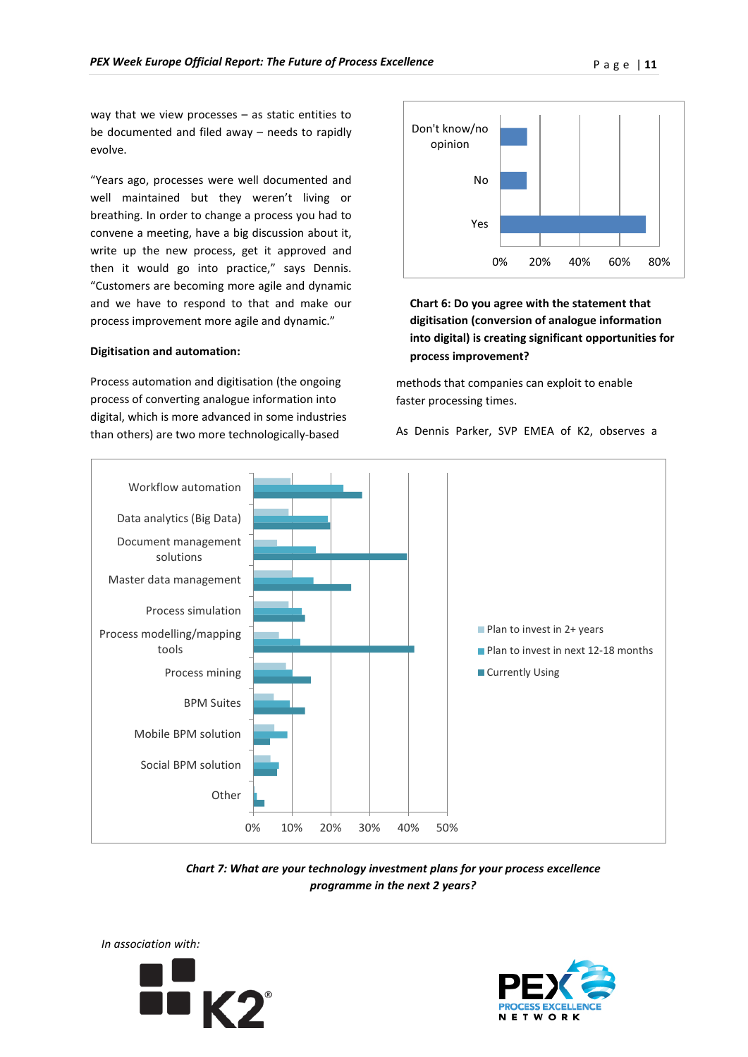way that we view processes – as static entities to be documented and filed away – needs to rapidly evolve.

"Years ago, processes were well documented and well maintained but they weren't living or breathing. In order to change a process you had to convene a meeting, have a big discussion about it, write up the new process, get it approved and then it would go into practice," says Dennis. "Customers are becoming more agile and dynamic and we have to respond to that and make our process improvement more agile and dynamic."

**Digitisation and automation:**

Process automation and digitisation (the ongoing process of converting analogue information into digital, which is more advanced in some industries than others) are two more technologically-based methods that companies can exploit to enable faster processing times.

As Dennis Parker, SVP EMEA of K2, observes a

**Chart 6: Do you agree with the statement that digitisation (conversion of analogue information into digital) is creating significant opportunities for process improvement?**

***Chart 7: What are your technology investment plans for your process excellence programme in the next 2 years?***

*In association with:*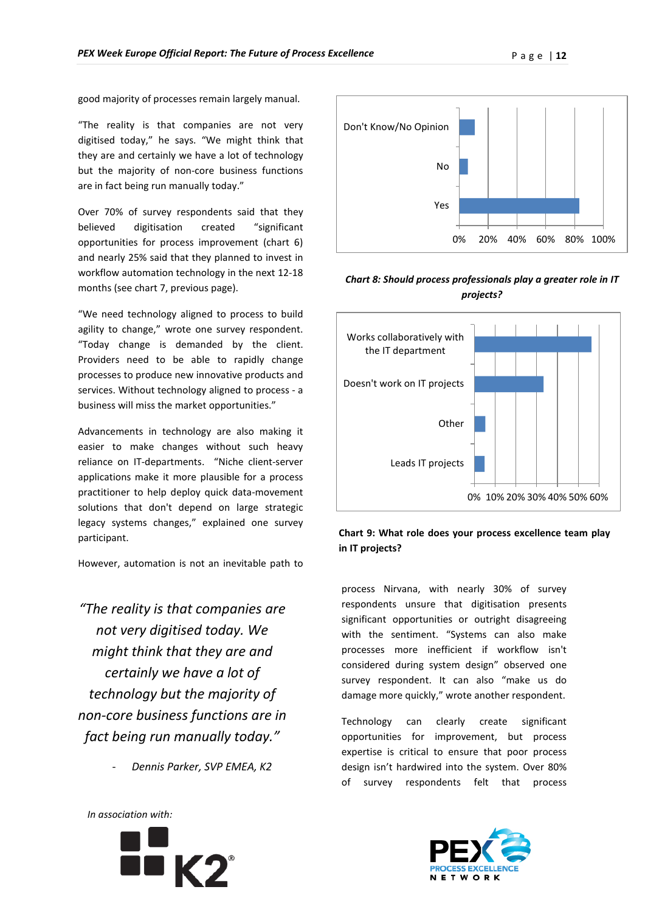good majority of processes remain largely manual.

"The reality is that companies are not very digitised today," he says. "We might think that they are and certainly we have a lot of technology but the majority of non-core business functions are in fact being run manually today."

Over 70% of survey respondents said that they believed digitisation created "significant opportunities for process improvement (chart 6) and nearly 25% said that they planned to invest in workflow automation technology in the next 12-18 months (see chart 7, previous page).

"We need technology aligned to process to build agility to change," wrote one survey respondent. "Today change is demanded by the client. Providers need to be able to rapidly change processes to produce new innovative products and services. Without technology aligned to process - a business will miss the market opportunities."

Advancements in technology are also making it easier to make changes without such heavy reliance on IT-departments. "Niche client-server applications make it more plausible for a process practitioner to help deploy quick data-movement solutions that don't depend on large strategic legacy systems changes," explained one survey participant.

However, automation is not an inevitable path to process Nirvana, with nearly 30% of survey respondents unsure that digitisation presents significant opportunities or outright disagreeing with the sentiment. "Systems can also make processes more inefficient if workflow isn't considered during system design" observed one survey respondent. It can also "make us do damage more quickly," wrote another respondent.

Technology can clearly create significant opportunities for improvement, but process expertise is critical to ensure that poor process design isn't hardwired into the system. Over 80% of survey respondents felt that process

> *"The reality is that companies are not very digitised today. We might think that they are and certainly we have a lot of technology but the majority of non-core business functions are in fact being run manually today."*
>
> - *Dennis Parker, SVP EMEA, K2*

| Response | Share |
|---|---|
| Don't Know/No Opinion | ~5% |
| No | ~3% |
| Yes | ~83% |

***Chart 8: Should process professionals play a greater role in IT projects?***

| Role | Share |
|---|---|
| Works collaboratively with the IT department | ~57% |
| Doesn't work on IT projects | ~34% |
| Other | ~5% |
| Leads IT projects | ~5% |

**Chart 9: What role does your process excellence team play in IT projects?**

*In association with:*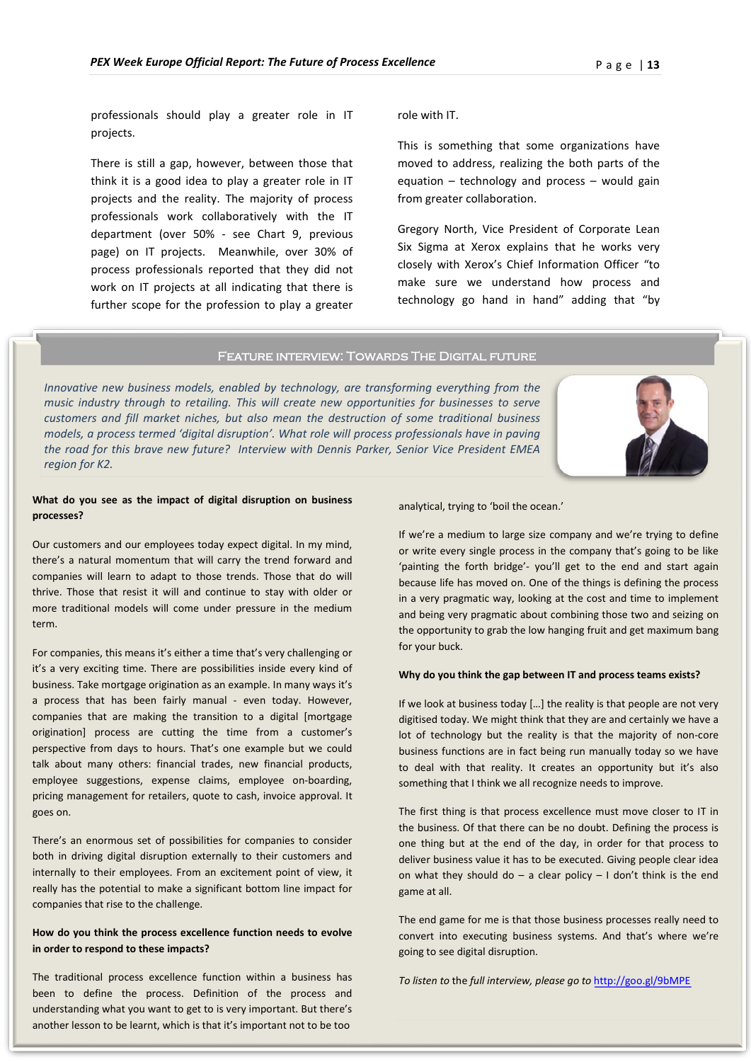professionals should play a greater role in IT projects.

There is still a gap, however, between those that think it is a good idea to play a greater role in IT projects and the reality. The majority of process professionals work collaboratively with the IT department (over 50% - see Chart 9, previous page) on IT projects. Meanwhile, over 30% of process professionals reported that they did not work on IT projects at all indicating that there is further scope for the profession to play a greater role with IT.

This is something that some organizations have moved to address, realizing the both parts of the equation – technology and process – would gain from greater collaboration.

Gregory North, Vice President of Corporate Lean Six Sigma at Xerox explains that he works very closely with Xerox's Chief Information Officer "to make sure we understand how process and technology go hand in hand" adding that "by

## Feature interview: Towards The Digital future

*Innovative new business models, enabled by technology, are transforming everything from the music industry through to retailing. This will create new opportunities for businesses to serve customers and fill market niches, but also mean the destruction of some traditional business models, a process termed 'digital disruption'. What role will process professionals have in paving the road for this brave new future? Interview with Dennis Parker, Senior Vice President EMEA region for K2.*

**What do you see as the impact of digital disruption on business processes?**

Our customers and our employees today expect digital. In my mind, there's a natural momentum that will carry the trend forward and companies will learn to adapt to those trends. Those that do will thrive. Those that resist it will and continue to stay with older or more traditional models will come under pressure in the medium term.

For companies, this means it's either a time that's very challenging or it's a very exciting time. There are possibilities inside every kind of business. Take mortgage origination as an example. In many ways it's a process that has been fairly manual - even today. However, companies that are making the transition to a digital [mortgage origination] process are cutting the time from a customer's perspective from days to hours. That's one example but we could talk about many others: financial trades, new financial products, employee suggestions, expense claims, employee on-boarding, pricing management for retailers, quote to cash, invoice approval. It goes on.

There's an enormous set of possibilities for companies to consider both in driving digital disruption externally to their customers and internally to their employees. From an excitement point of view, it really has the potential to make a significant bottom line impact for companies that rise to the challenge.

**How do you think the process excellence function needs to evolve in order to respond to these impacts?**

The traditional process excellence function within a business has been to define the process. Definition of the process and understanding what you want to get to is very important. But there's another lesson to be learnt, which is that it's important not to be too analytical, trying to 'boil the ocean.'

If we're a medium to large size company and we're trying to define or write every single process in the company that's going to be like 'painting the forth bridge'- you'll get to the end and start again because life has moved on. One of the things is defining the process in a very pragmatic way, looking at the cost and time to implement and being very pragmatic about combining those two and seizing on the opportunity to grab the low hanging fruit and get maximum bang for your buck.

**Why do you think the gap between IT and process teams exists?**

If we look at business today […] the reality is that people are not very digitised today. We might think that they are and certainly we have a lot of technology but the reality is that the majority of non-core business functions are in fact being run manually today so we have to deal with that reality. It creates an opportunity but it's also something that I think we all recognize needs to improve.

The first thing is that process excellence must move closer to IT in the business. Of that there can be no doubt. Defining the process is one thing but at the end of the day, in order for that process to deliver business value it has to be executed. Giving people clear idea on what they should do – a clear policy – I don't think is the end game at all.

The end game for me is that those business processes really need to convert into executing business systems. And that's where we're going to see digital disruption.

*To listen to* the *full interview, please go to* http://goo.gl/9bMPE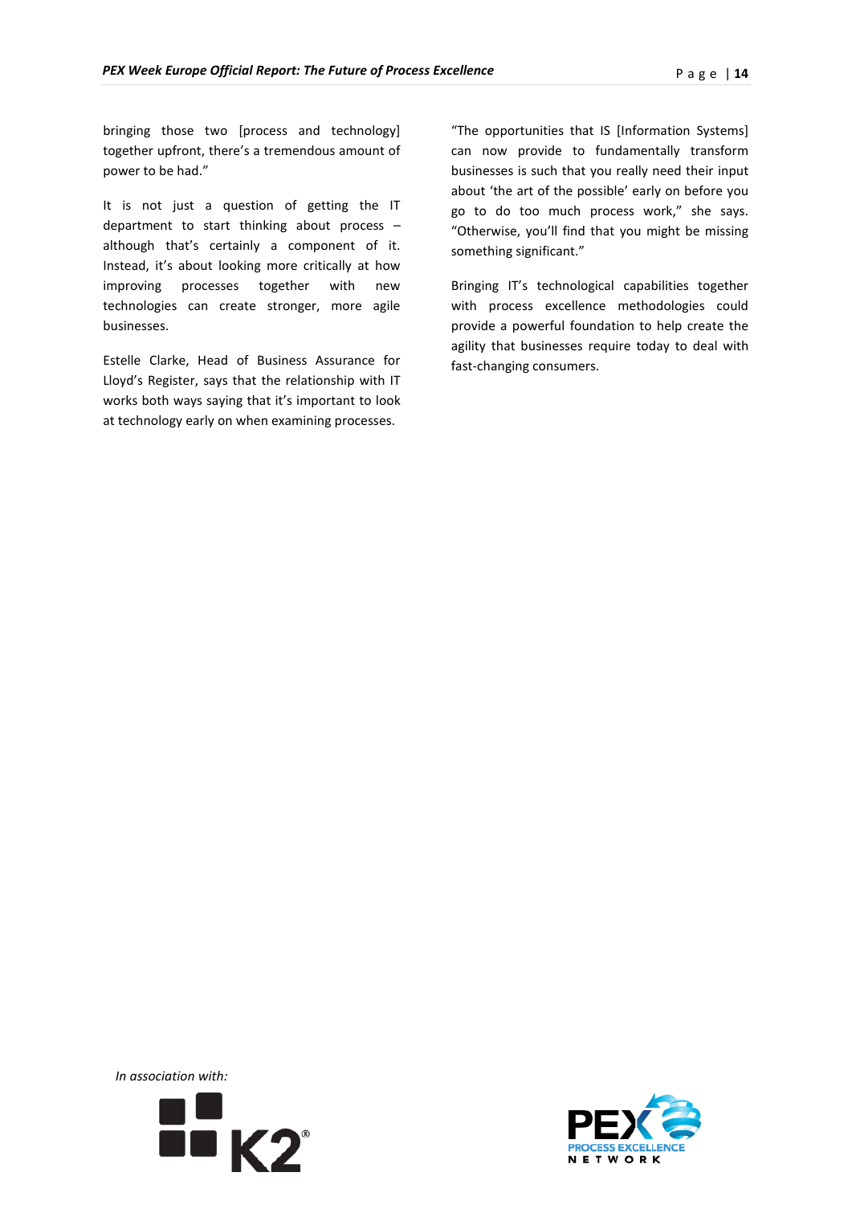bringing those two [process and technology] together upfront, there's a tremendous amount of power to be had."

It is not just a question of getting the IT department to start thinking about process – although that's certainly a component of it. Instead, it's about looking more critically at how improving processes together with new technologies can create stronger, more agile businesses.

Estelle Clarke, Head of Business Assurance for Lloyd's Register, says that the relationship with IT works both ways saying that it's important to look at technology early on when examining processes.

"The opportunities that IS [Information Systems] can now provide to fundamentally transform businesses is such that you really need their input about 'the art of the possible' early on before you go to do too much process work," she says. "Otherwise, you'll find that you might be missing something significant."

Bringing IT's technological capabilities together with process excellence methodologies could provide a powerful foundation to help create the agility that businesses require today to deal with fast-changing consumers.

*In association with:*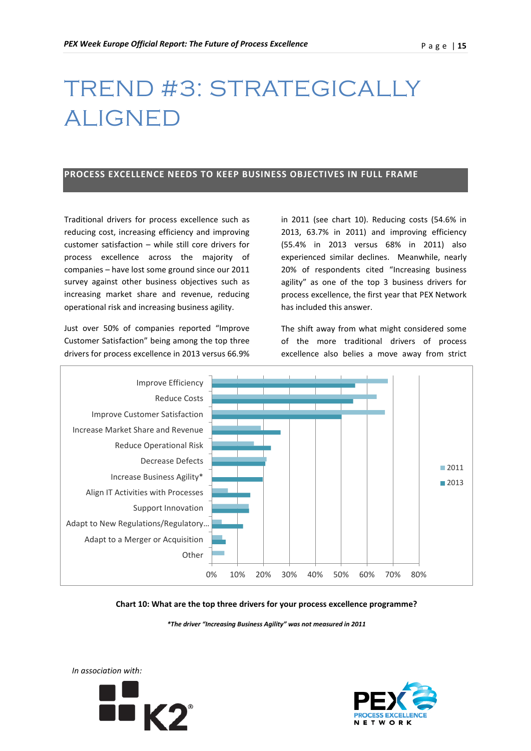# TREND #3: STRATEGICALLY ALIGNED

## PROCESS EXCELLENCE NEEDS TO KEEP BUSINESS OBJECTIVES IN FULL FRAME

Traditional drivers for process excellence such as reducing cost, increasing efficiency and improving customer satisfaction – while still core drivers for process excellence across the majority of companies – have lost some ground since our 2011 survey against other business objectives such as increasing market share and revenue, reducing operational risk and increasing business agility.

Just over 50% of companies reported "Improve Customer Satisfaction" being among the top three drivers for process excellence in 2013 versus 66.9% in 2011 (see chart 10). Reducing costs (54.6% in 2013, 63.7% in 2011) and improving efficiency (55.4% in 2013 versus 68% in 2011) also experienced similar declines. Meanwhile, nearly 20% of respondents cited "Increasing business agility" as one of the top 3 business drivers for process excellence, the first year that PEX Network has included this answer.

The shift away from what might considered some of the more traditional drivers of process excellence also belies a move away from strict

**Chart 10: What are the top three drivers for your process excellence programme?**

***The driver "Increasing Business Agility" was not measured in 2011***

*In association with:*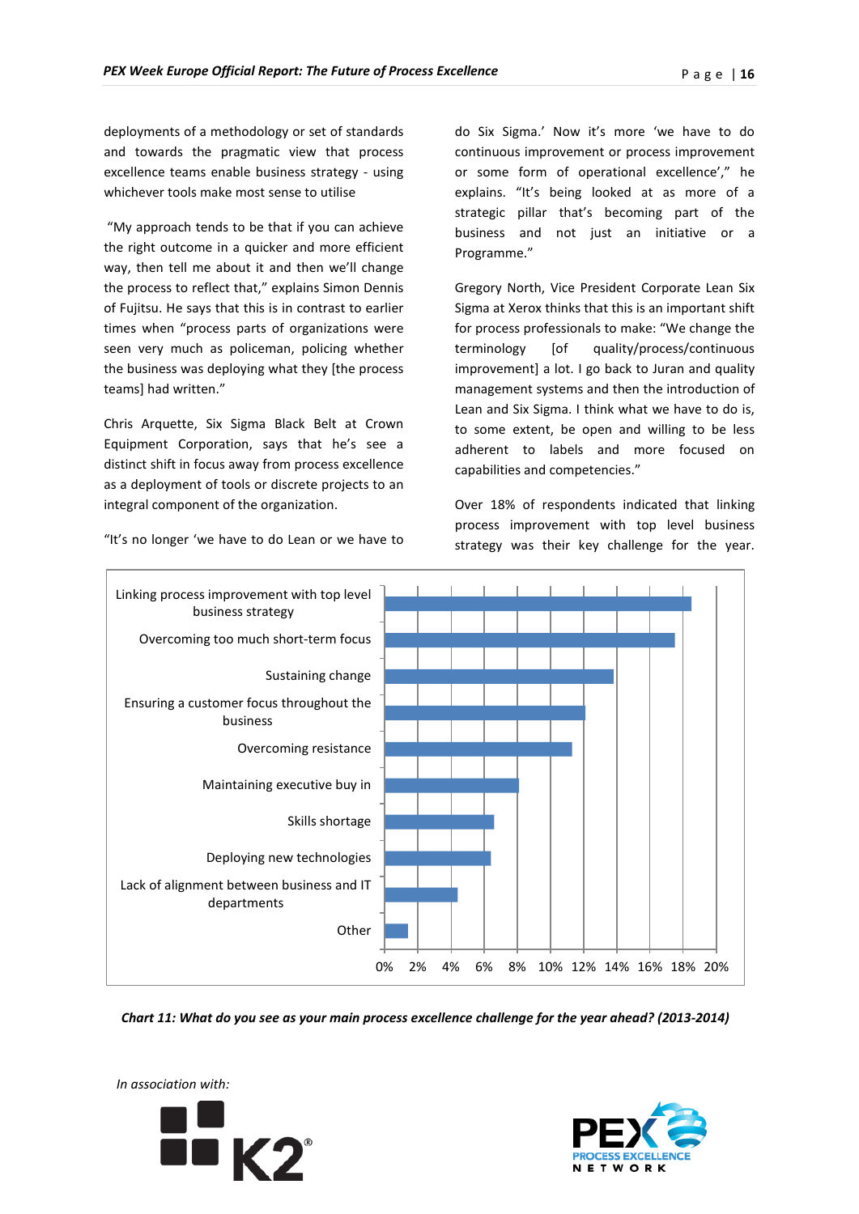deployments of a methodology or set of standards and towards the pragmatic view that process excellence teams enable business strategy - using whichever tools make most sense to utilise

"My approach tends to be that if you can achieve the right outcome in a quicker and more efficient way, then tell me about it and then we'll change the process to reflect that," explains Simon Dennis of Fujitsu. He says that this is in contrast to earlier times when "process parts of organizations were seen very much as policeman, policing whether the business was deploying what they [the process teams] had written."

Chris Arquette, Six Sigma Black Belt at Crown Equipment Corporation, says that he's see a distinct shift in focus away from process excellence as a deployment of tools or discrete projects to an integral component of the organization.

"It's no longer 'we have to do Lean or we have to do Six Sigma.' Now it's more 'we have to do continuous improvement or process improvement or some form of operational excellence'," he explains. "It's being looked at as more of a strategic pillar that's becoming part of the business and not just an initiative or a Programme."

Gregory North, Vice President Corporate Lean Six Sigma at Xerox thinks that this is an important shift for process professionals to make: "We change the terminology [of quality/process/continuous improvement] a lot. I go back to Juran and quality management systems and then the introduction of Lean and Six Sigma. I think what we have to do is, to some extent, be open and willing to be less adherent to labels and more focused on capabilities and competencies."

Over 18% of respondents indicated that linking process improvement with top level business strategy was their key challenge for the year.

| Challenge | Approx. % |
|---|---|
| Linking process improvement with top level business strategy | ~18.5% |
| Overcoming too much short-term focus | ~17.5% |
| Sustaining change | ~13.8% |
| Ensuring a customer focus throughout the business | ~12.1% |
| Overcoming resistance | ~11.3% |
| Maintaining executive buy in | ~8.1% |
| Skills shortage | ~6.6% |
| Deploying new technologies | ~6.4% |
| Lack of alignment between business and IT departments | ~4.4% |
| Other | ~1.4% |

*Chart 11: What do you see as your main process excellence challenge for the year ahead? (2013-2014)*

*In association with:*

K2

PEX PROCESS EXCELLENCE NETWORK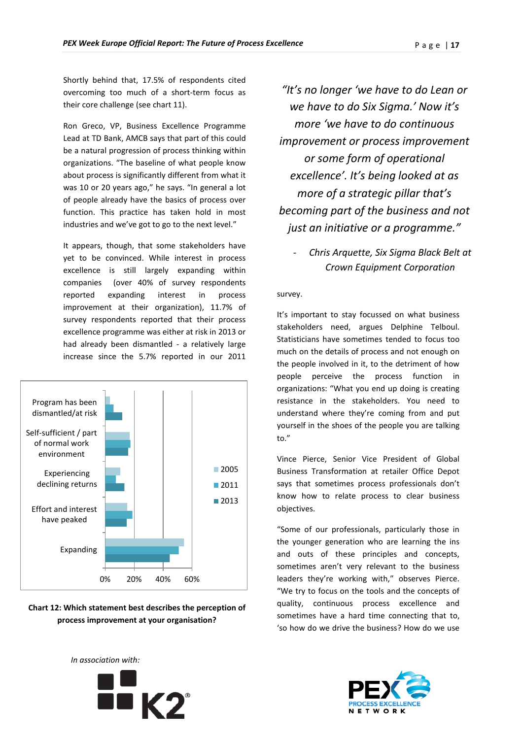Shortly behind that, 17.5% of respondents cited overcoming too much of a short-term focus as their core challenge (see chart 11).

Ron Greco, VP, Business Excellence Programme Lead at TD Bank, AMCB says that part of this could be a natural progression of process thinking within organizations. "The baseline of what people know about process is significantly different from what it was 10 or 20 years ago," he says. "In general a lot of people already have the basics of process over function. This practice has taken hold in most industries and we've got to go to the next level."

It appears, though, that some stakeholders have yet to be convinced. While interest in process excellence is still largely expanding within companies (over 40% of survey respondents reported expanding interest in process improvement at their organization), 11.7% of survey respondents reported that their process excellence programme was either at risk in 2013 or had already been dismantled - a relatively large increase since the 5.7% reported in our 2011 survey.

Program has been dismantled/at risk

Self-sufficient / part of normal work environment

Experiencing declining returns

Effort and interest have peaked

Expanding

0% 20% 40% 60%

2005 2011 2013

**Chart 12: Which statement best describes the perception of process improvement at your organisation?**

*"It's no longer 'we have to do Lean or we have to do Six Sigma.' Now it's more 'we have to do continuous improvement or process improvement or some form of operational excellence'. It's being looked at as more of a strategic pillar that's becoming part of the business and not just an initiative or a programme."*

*- Chris Arquette, Six Sigma Black Belt at Crown Equipment Corporation*

It's important to stay focussed on what business stakeholders need, argues Delphine Telboul. Statisticians have sometimes tended to focus too much on the details of process and not enough on the people involved in it, to the detriment of how people perceive the process function in organizations: "What you end up doing is creating resistance in the stakeholders. You need to understand where they're coming from and put yourself in the shoes of the people you are talking to."

Vince Pierce, Senior Vice President of Global Business Transformation at retailer Office Depot says that sometimes process professionals don't know how to relate process to clear business objectives.

"Some of our professionals, particularly those in the younger generation who are learning the ins and outs of these principles and concepts, sometimes aren't very relevant to the business leaders they're working with," observes Pierce. "We try to focus on the tools and the concepts of quality, continuous process excellence and sometimes have a hard time connecting that to, 'so how do we drive the business? How do we use

*In association with:*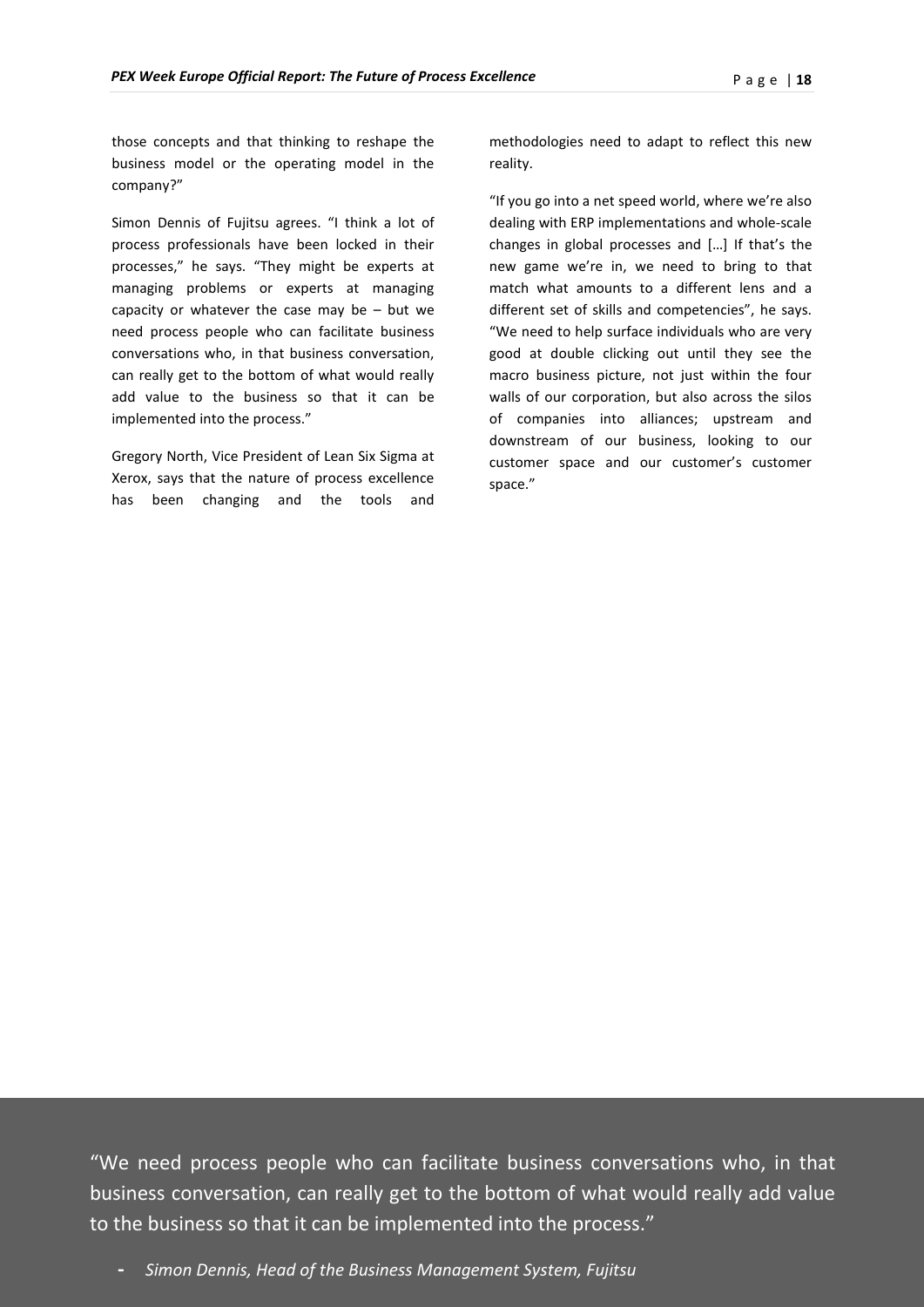those concepts and that thinking to reshape the business model or the operating model in the company?"

Simon Dennis of Fujitsu agrees. "I think a lot of process professionals have been locked in their processes," he says. "They might be experts at managing problems or experts at managing capacity or whatever the case may be – but we need process people who can facilitate business conversations who, in that business conversation, can really get to the bottom of what would really add value to the business so that it can be implemented into the process."

Gregory North, Vice President of Lean Six Sigma at Xerox, says that the nature of process excellence has been changing and the tools and methodologies need to adapt to reflect this new reality.

"If you go into a net speed world, where we're also dealing with ERP implementations and whole-scale changes in global processes and […] If that's the new game we're in, we need to bring to that match what amounts to a different lens and a different set of skills and competencies", he says. "We need to help surface individuals who are very good at double clicking out until they see the macro business picture, not just within the four walls of our corporation, but also across the silos of companies into alliances; upstream and downstream of our business, looking to our customer space and our customer's customer space."

> "We need process people who can facilitate business conversations who, in that business conversation, can really get to the bottom of what would really add value to the business so that it can be implemented into the process."
>
> - *Simon Dennis, Head of the Business Management System, Fujitsu*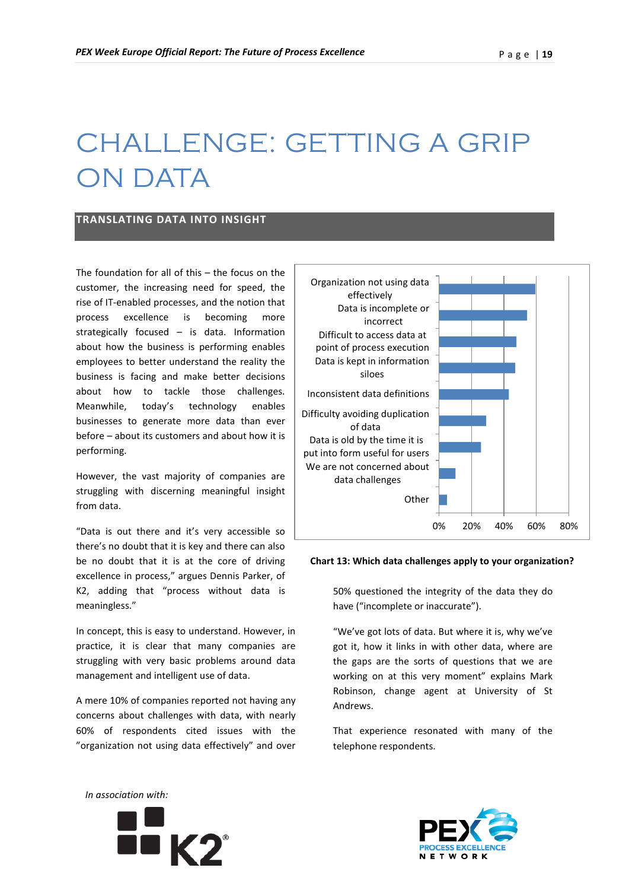# CHALLENGE: GETTING A GRIP ON DATA

## TRANSLATING DATA INTO INSIGHT

The foundation for all of this – the focus on the customer, the increasing need for speed, the rise of IT-enabled processes, and the notion that process excellence is becoming more strategically focused – is data. Information about how the business is performing enables employees to better understand the reality the business is facing and make better decisions about how to tackle those challenges. Meanwhile, today's technology enables businesses to generate more data than ever before – about its customers and about how it is performing.

However, the vast majority of companies are struggling with discerning meaningful insight from data.

"Data is out there and it's very accessible so there's no doubt that it is key and there can also be no doubt that it is at the core of driving excellence in process," argues Dennis Parker, of K2, adding that "process without data is meaningless."

In concept, this is easy to understand. However, in practice, it is clear that many companies are struggling with very basic problems around data management and intelligent use of data.

A mere 10% of companies reported not having any concerns about challenges with data, with nearly 60% of respondents cited issues with the "organization not using data effectively" and over 50% questioned the integrity of the data they do have ("incomplete or inaccurate").

| Data challenge |
|---|
| Organization not using data effectively |
| Data is incomplete or incorrect |
| Difficult to access data at point of process execution |
| Data is kept in information siloes |
| Inconsistent data definitions |
| Difficulty avoiding duplication of data |
| Data is old by the time it is put into form useful for users |
| We are not concerned about data challenges |
| Other |

Axis: 0%, 20%, 40%, 60%, 80%

**Chart 13: Which data challenges apply to your organization?**

"We've got lots of data. But where it is, why we've got it, how it links in with other data, where are the gaps are the sorts of questions that we are working on at this very moment" explains Mark Robinson, change agent at University of St Andrews.

That experience resonated with many of the telephone respondents.

*In association with:*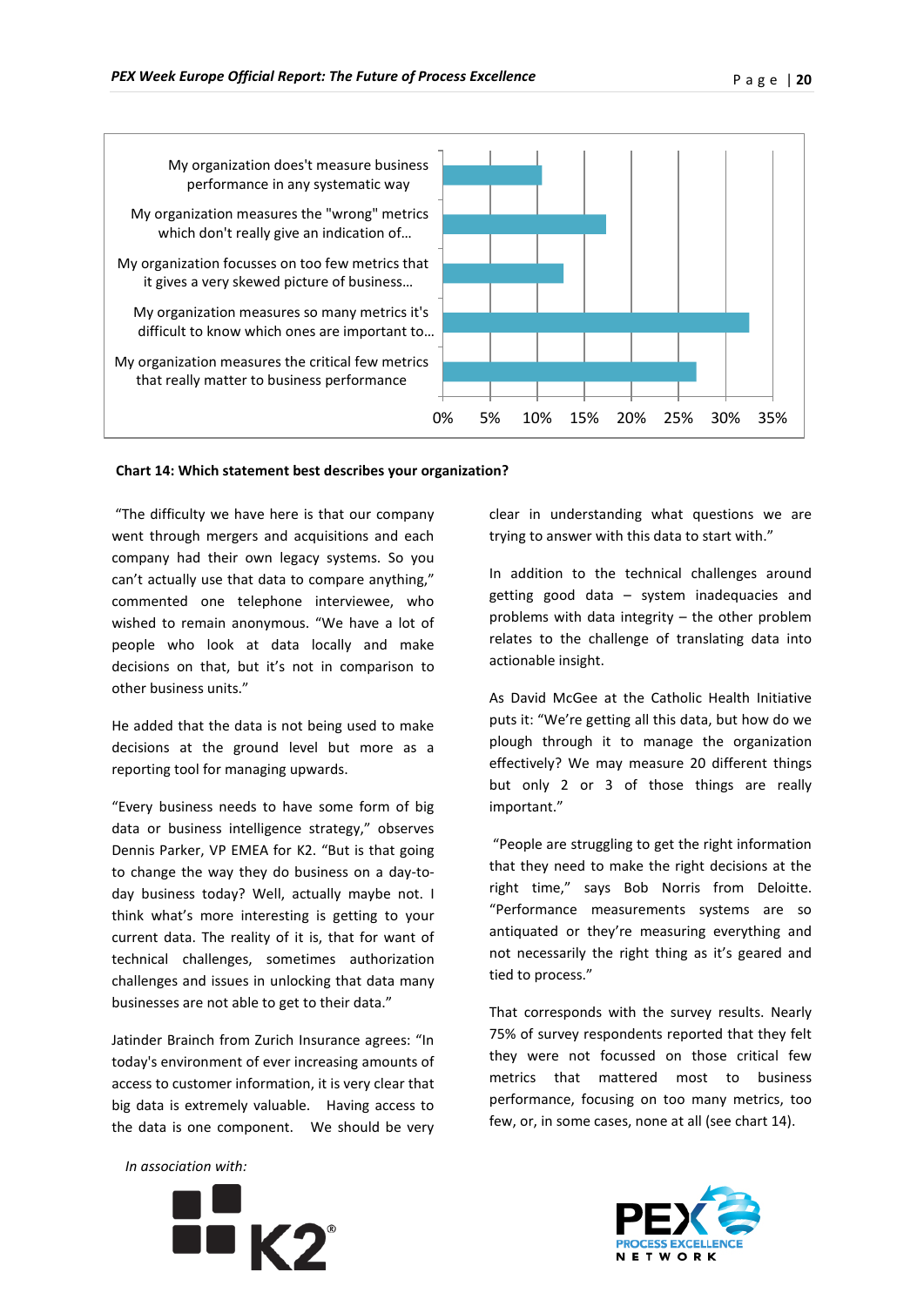| Statement | |
|---|---|
| My organization does't measure business performance in any systematic way | |
| My organization measures the "wrong" metrics which don't really give an indication of… | |
| My organization focusses on too few metrics that it gives a very skewed picture of business… | |
| My organization measures so many metrics it's difficult to know which ones are important to… | |
| My organization measures the critical few metrics that really matter to business performance | |

0% 5% 10% 15% 20% 25% 30% 35%

**Chart 14: Which statement best describes your organization?**

"The difficulty we have here is that our company went through mergers and acquisitions and each company had their own legacy systems. So you can't actually use that data to compare anything," commented one telephone interviewee, who wished to remain anonymous. "We have a lot of people who look at data locally and make decisions on that, but it's not in comparison to other business units."

He added that the data is not being used to make decisions at the ground level but more as a reporting tool for managing upwards.

"Every business needs to have some form of big data or business intelligence strategy," observes Dennis Parker, VP EMEA for K2. "But is that going to change the way they do business on a day-to-day business today? Well, actually maybe not. I think what's more interesting is getting to your current data. The reality of it is, that for want of technical challenges, sometimes authorization challenges and issues in unlocking that data many businesses are not able to get to their data."

Jatinder Brainch from Zurich Insurance agrees: "In today's environment of ever increasing amounts of access to customer information, it is very clear that big data is extremely valuable. Having access to the data is one component. We should be very clear in understanding what questions we are trying to answer with this data to start with."

In addition to the technical challenges around getting good data – system inadequacies and problems with data integrity – the other problem relates to the challenge of translating data into actionable insight.

As David McGee at the Catholic Health Initiative puts it: "We're getting all this data, but how do we plough through it to manage the organization effectively? We may measure 20 different things but only 2 or 3 of those things are really important."

"People are struggling to get the right information that they need to make the right decisions at the right time," says Bob Norris from Deloitte. "Performance measurements systems are so antiquated or they're measuring everything and not necessarily the right thing as it's geared and tied to process."

That corresponds with the survey results. Nearly 75% of survey respondents reported that they felt they were not focussed on those critical few metrics that mattered most to business performance, focusing on too many metrics, too few, or, in some cases, none at all (see chart 14).

*In association with:*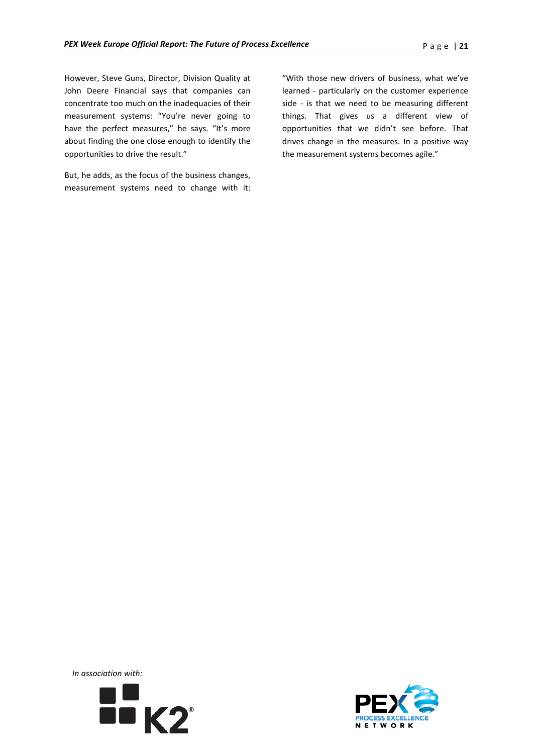However, Steve Guns, Director, Division Quality at John Deere Financial says that companies can concentrate too much on the inadequacies of their measurement systems: "You're never going to have the perfect measures," he says. "It's more about finding the one close enough to identify the opportunities to drive the result."

But, he adds, as the focus of the business changes, measurement systems need to change with it: "With those new drivers of business, what we've learned - particularly on the customer experience side - is that we need to be measuring different things. That gives us a different view of opportunities that we didn't see before. That drives change in the measures. In a positive way the measurement systems becomes agile."

*In association with:*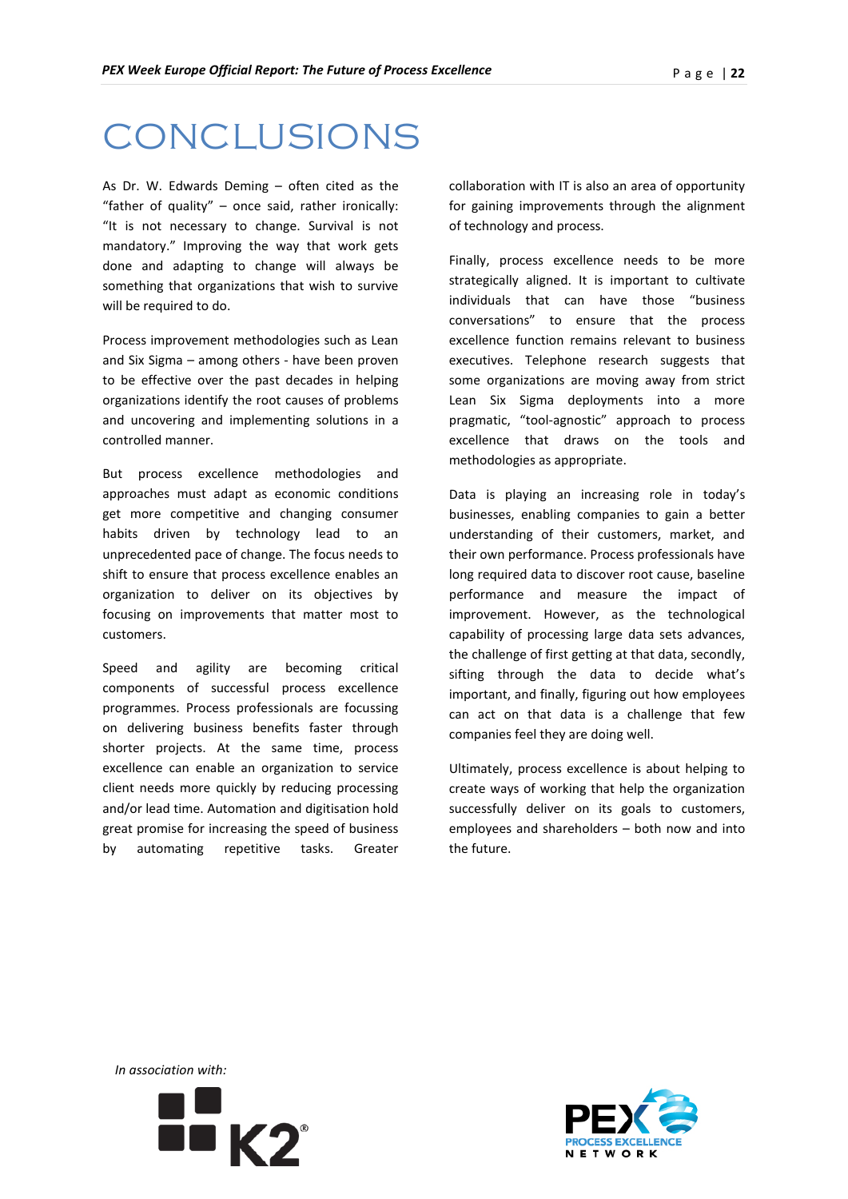# CONCLUSIONS

As Dr. W. Edwards Deming – often cited as the "father of quality" – once said, rather ironically: "It is not necessary to change. Survival is not mandatory." Improving the way that work gets done and adapting to change will always be something that organizations that wish to survive will be required to do.

Process improvement methodologies such as Lean and Six Sigma – among others - have been proven to be effective over the past decades in helping organizations identify the root causes of problems and uncovering and implementing solutions in a controlled manner.

But process excellence methodologies and approaches must adapt as economic conditions get more competitive and changing consumer habits driven by technology lead to an unprecedented pace of change. The focus needs to shift to ensure that process excellence enables an organization to deliver on its objectives by focusing on improvements that matter most to customers.

Speed and agility are becoming critical components of successful process excellence programmes. Process professionals are focussing on delivering business benefits faster through shorter projects. At the same time, process excellence can enable an organization to service client needs more quickly by reducing processing and/or lead time. Automation and digitisation hold great promise for increasing the speed of business by automating repetitive tasks. Greater collaboration with IT is also an area of opportunity for gaining improvements through the alignment of technology and process.

Finally, process excellence needs to be more strategically aligned. It is important to cultivate individuals that can have those "business conversations" to ensure that the process excellence function remains relevant to business executives. Telephone research suggests that some organizations are moving away from strict Lean Six Sigma deployments into a more pragmatic, "tool-agnostic" approach to process excellence that draws on the tools and methodologies as appropriate.

Data is playing an increasing role in today's businesses, enabling companies to gain a better understanding of their customers, market, and their own performance. Process professionals have long required data to discover root cause, baseline performance and measure the impact of improvement. However, as the technological capability of processing large data sets advances, the challenge of first getting at that data, secondly, sifting through the data to decide what's important, and finally, figuring out how employees can act on that data is a challenge that few companies feel they are doing well.

Ultimately, process excellence is about helping to create ways of working that help the organization successfully deliver on its goals to customers, employees and shareholders – both now and into the future.

*In association with:*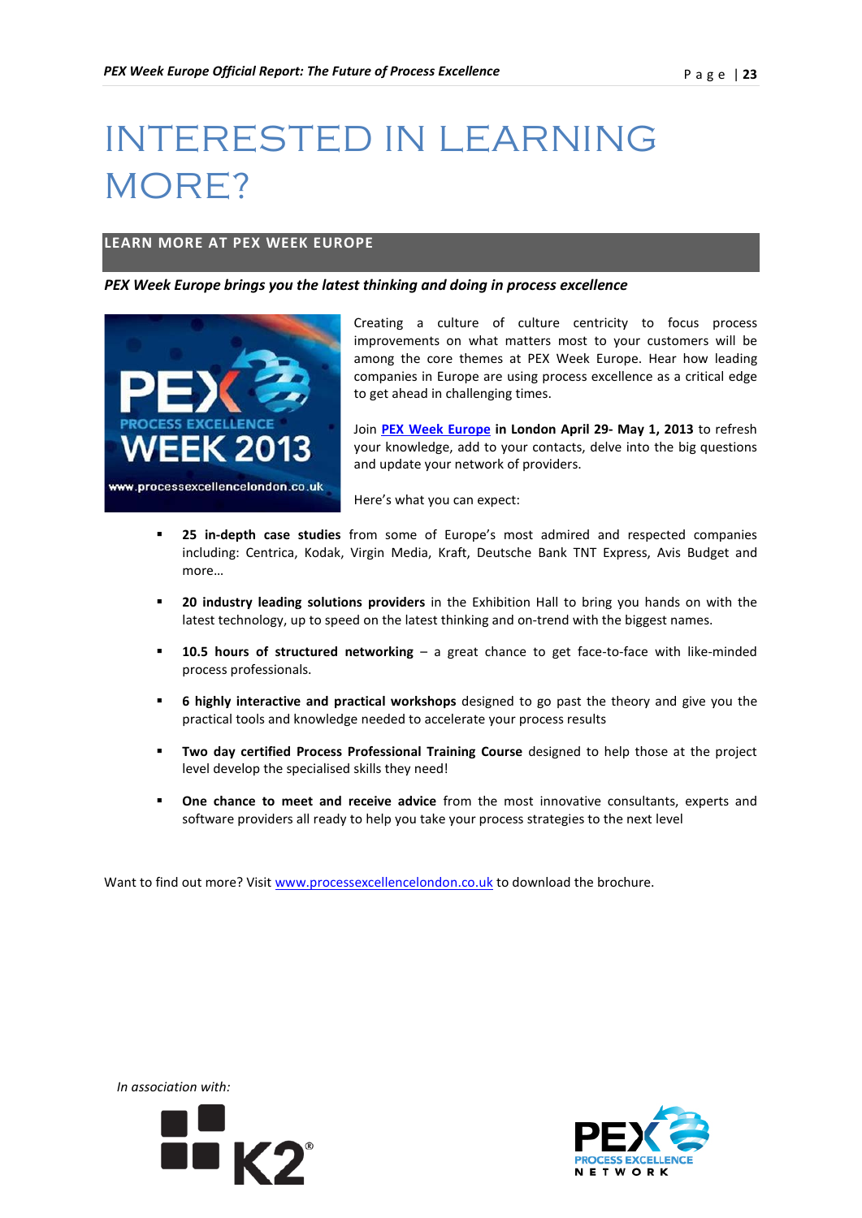# INTERESTED IN LEARNING MORE?

## LEARN MORE AT PEX WEEK EUROPE

***PEX Week Europe brings you the latest thinking and doing in process excellence***

Creating a culture of culture centricity to focus process improvements on what matters most to your customers will be among the core themes at PEX Week Europe. Hear how leading companies in Europe are using process excellence as a critical edge to get ahead in challenging times.

Join [PEX Week Europe](http://www.processexcellencelondon.co.uk) **in London April 29- May 1, 2013** to refresh your knowledge, add to your contacts, delve into the big questions and update your network of providers.

Here's what you can expect:

- **25 in-depth case studies** from some of Europe's most admired and respected companies including: Centrica, Kodak, Virgin Media, Kraft, Deutsche Bank TNT Express, Avis Budget and more…
- **20 industry leading solutions providers** in the Exhibition Hall to bring you hands on with the latest technology, up to speed on the latest thinking and on-trend with the biggest names.
- **10.5 hours of structured networking** – a great chance to get face-to-face with like-minded process professionals.
- **6 highly interactive and practical workshops** designed to go past the theory and give you the practical tools and knowledge needed to accelerate your process results
- **Two day certified Process Professional Training Course** designed to help those at the project level develop the specialised skills they need!
- **One chance to meet and receive advice** from the most innovative consultants, experts and software providers all ready to help you take your process strategies to the next level

Want to find out more? Visit [www.processexcellencelondon.co.uk](http://www.processexcellencelondon.co.uk) to download the brochure.

*In association with:*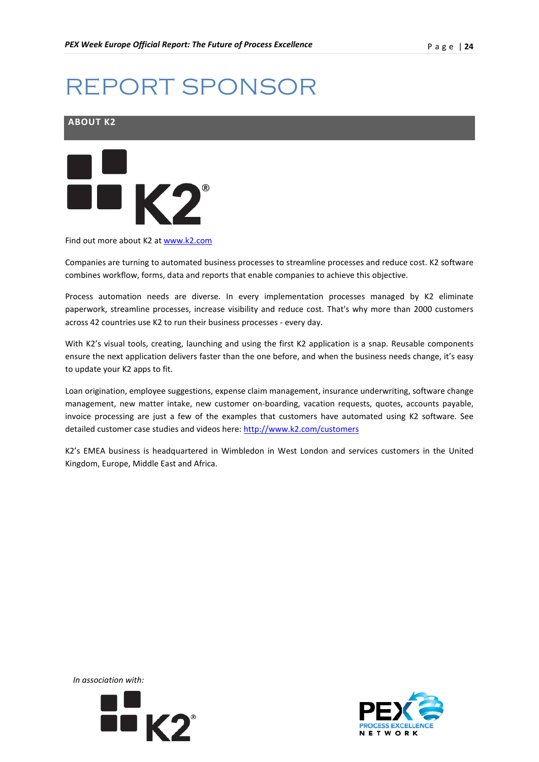# REPORT SPONSOR

## ABOUT K2

Find out more about K2 at [www.k2.com](www.k2.com)

Companies are turning to automated business processes to streamline processes and reduce cost. K2 software combines workflow, forms, data and reports that enable companies to achieve this objective.

Process automation needs are diverse. In every implementation processes managed by K2 eliminate paperwork, streamline processes, increase visibility and reduce cost. That's why more than 2000 customers across 42 countries use K2 to run their business processes - every day.

With K2's visual tools, creating, launching and using the first K2 application is a snap. Reusable components ensure the next application delivers faster than the one before, and when the business needs change, it's easy to update your K2 apps to fit.

Loan origination, employee suggestions, expense claim management, insurance underwriting, software change management, new matter intake, new customer on-boarding, vacation requests, quotes, accounts payable, invoice processing are just a few of the examples that customers have automated using K2 software. See detailed customer case studies and videos here: [http://www.k2.com/customers](http://www.k2.com/customers)

K2's EMEA business is headquartered in Wimbledon in West London and services customers in the United Kingdom, Europe, Middle East and Africa.

*In association with:*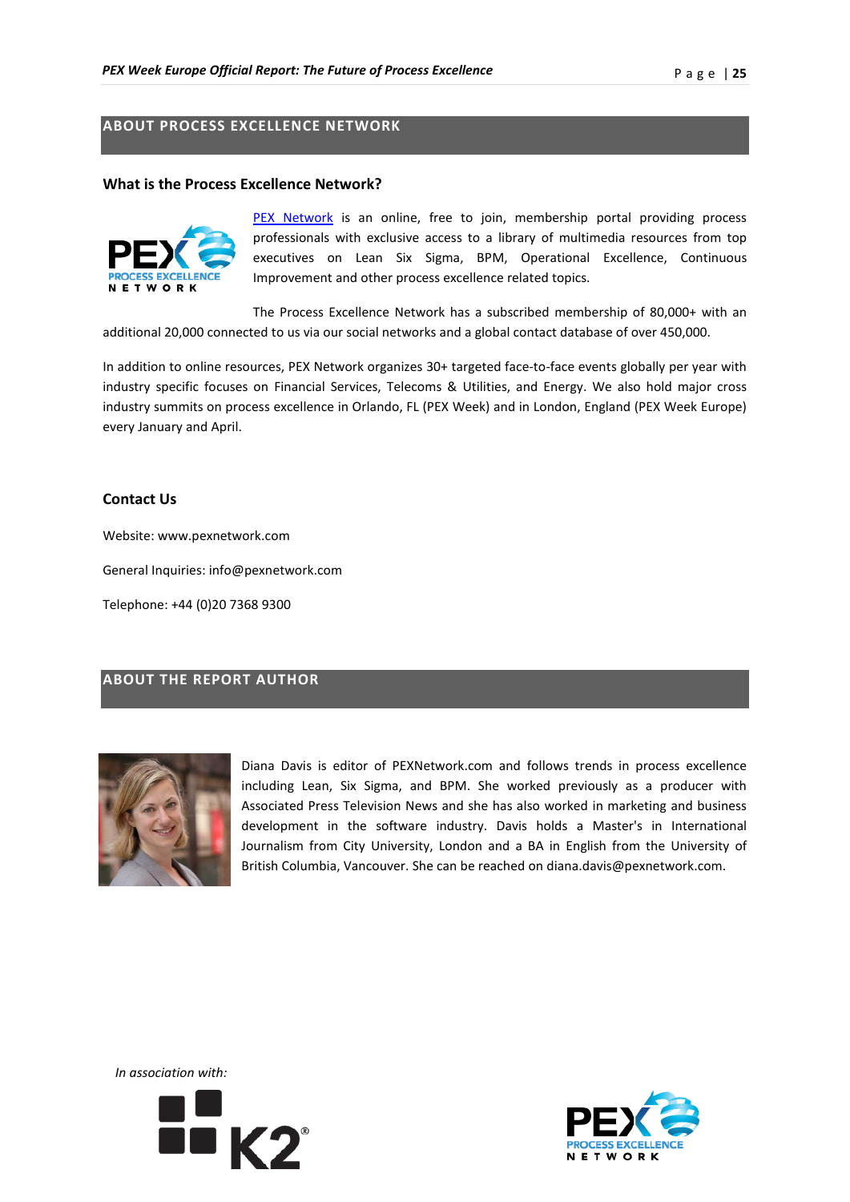## ABOUT PROCESS EXCELLENCE NETWORK

### What is the Process Excellence Network?

PEX Network is an online, free to join, membership portal providing process professionals with exclusive access to a library of multimedia resources from top executives on Lean Six Sigma, BPM, Operational Excellence, Continuous Improvement and other process excellence related topics.

The Process Excellence Network has a subscribed membership of 80,000+ with an additional 20,000 connected to us via our social networks and a global contact database of over 450,000.

In addition to online resources, PEX Network organizes 30+ targeted face-to-face events globally per year with industry specific focuses on Financial Services, Telecoms & Utilities, and Energy. We also hold major cross industry summits on process excellence in Orlando, FL (PEX Week) and in London, England (PEX Week Europe) every January and April.

### Contact Us

Website: www.pexnetwork.com

General Inquiries: info@pexnetwork.com

Telephone: +44 (0)20 7368 9300

## ABOUT THE REPORT AUTHOR

Diana Davis is editor of PEXNetwork.com and follows trends in process excellence including Lean, Six Sigma, and BPM. She worked previously as a producer with Associated Press Television News and she has also worked in marketing and business development in the software industry. Davis holds a Master's in International Journalism from City University, London and a BA in English from the University of British Columbia, Vancouver. She can be reached on diana.davis@pexnetwork.com.

*In association with:*